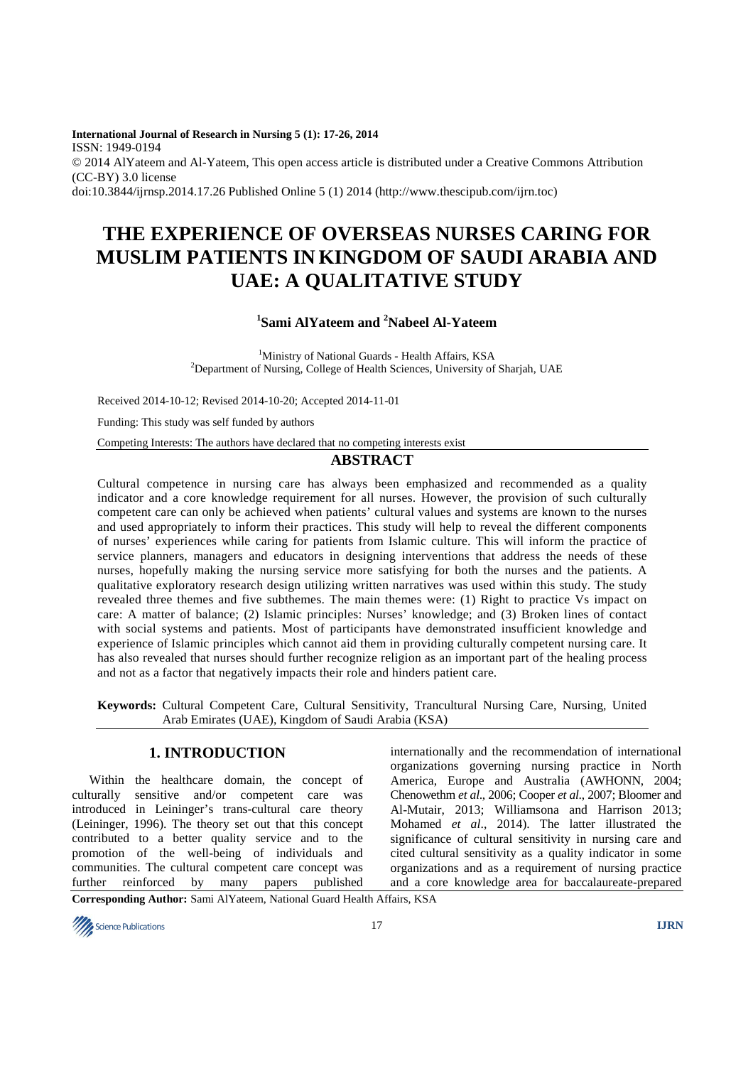**International Journal of Research in Nursing 5 (1): 17-26, 2014**
ISSN: 1949-0194
© 2014 AlYateem and Al-Yateem, This open access article is distributed under a Creative Commons Attribution (CC-BY) 3.0 license
doi:10.3844/ijrnsp.2014.17.26 Published Online 5 (1) 2014 (http://www.thescipub.com/ijrn.toc)

# THE EXPERIENCE OF OVERSEAS NURSES CARING FOR MUSLIM PATIENTS IN KINGDOM OF SAUDI ARABIA AND UAE: A QUALITATIVE STUDY

**[1]Sami AlYateem and [2]Nabeel Al-Yateem**

[1]Ministry of National Guards - Health Affairs, KSA
[2]Department of Nursing, College of Health Sciences, University of Sharjah, UAE

Received 2014-10-12; Revised 2014-10-20; Accepted 2014-11-01

Funding: This study was self funded by authors

Competing Interests: The authors have declared that no competing interests exist

## ABSTRACT

Cultural competence in nursing care has always been emphasized and recommended as a quality indicator and a core knowledge requirement for all nurses. However, the provision of such culturally competent care can only be achieved when patients' cultural values and systems are known to the nurses and used appropriately to inform their practices. This study will help to reveal the different components of nurses' experiences while caring for patients from Islamic culture. This will inform the practice of service planners, managers and educators in designing interventions that address the needs of these nurses, hopefully making the nursing service more satisfying for both the nurses and the patients. A qualitative exploratory research design utilizing written narratives was used within this study. The study revealed three themes and five subthemes. The main themes were: (1) Right to practice Vs impact on care: A matter of balance; (2) Islamic principles: Nurses' knowledge; and (3) Broken lines of contact with social systems and patients. Most of participants have demonstrated insufficient knowledge and experience of Islamic principles which cannot aid them in providing culturally competent nursing care. It has also revealed that nurses should further recognize religion as an important part of the healing process and not as a factor that negatively impacts their role and hinders patient care.

**Keywords:** Cultural Competent Care, Cultural Sensitivity, Trancultural Nursing Care, Nursing, United Arab Emirates (UAE), Kingdom of Saudi Arabia (KSA)

## 1. INTRODUCTION

Within the healthcare domain, the concept of culturally sensitive and/or competent care was introduced in Leininger's trans-cultural care theory (Leininger, 1996). The theory set out that this concept contributed to a better quality service and to the promotion of the well-being of individuals and communities. The cultural competent care concept was further reinforced by many papers published internationally and the recommendation of international organizations governing nursing practice in North America, Europe and Australia (AWHONN, 2004; Chenowethm *et al*., 2006; Cooper *et al*., 2007; Bloomer and Al-Mutair, 2013; Williamsona and Harrison 2013; Mohamed *et al*., 2014). The latter illustrated the significance of cultural sensitivity in nursing care and cited cultural sensitivity as a quality indicator in some organizations and as a requirement of nursing practice and a core knowledge area for baccalaureate-prepared

**Corresponding Author:** Sami AlYateem, National Guard Health Affairs, KSA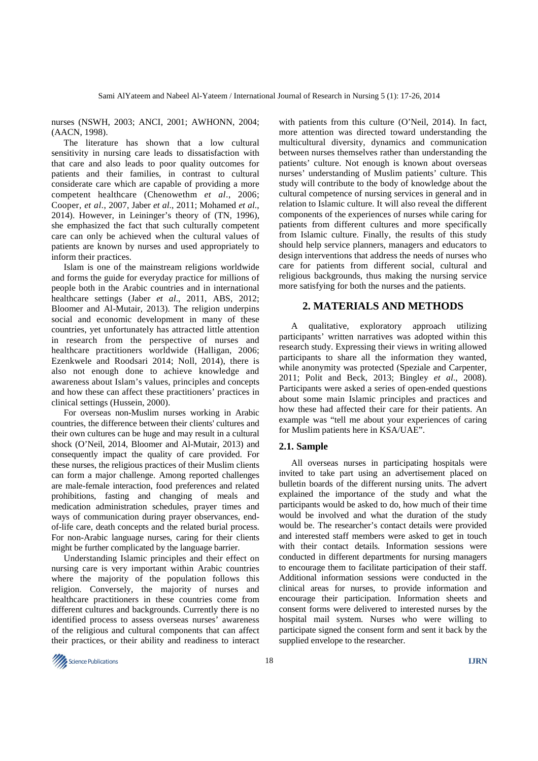nurses (NSWH, 2003; ANCI, 2001; AWHONN, 2004; (AACN, 1998).

The literature has shown that a low cultural sensitivity in nursing care leads to dissatisfaction with that care and also leads to poor quality outcomes for patients and their families, in contrast to cultural considerate care which are capable of providing a more competent healthcare (Chenowethm *et al*., 2006; Cooper, *et al*., 2007, Jaber *et al*., 2011; Mohamed *et al*., 2014). However, in Leininger's theory of (TN, 1996), she emphasized the fact that such culturally competent care can only be achieved when the cultural values of patients are known by nurses and used appropriately to inform their practices.

Islam is one of the mainstream religions worldwide and forms the guide for everyday practice for millions of people both in the Arabic countries and in international healthcare settings (Jaber *et al*., 2011, ABS, 2012; Bloomer and Al-Mutair, 2013). The religion underpins social and economic development in many of these countries, yet unfortunately has attracted little attention in research from the perspective of nurses and healthcare practitioners worldwide (Halligan, 2006; Ezenkwele and Roodsari 2014; Noll, 2014), there is also not enough done to achieve knowledge and awareness about Islam's values, principles and concepts and how these can affect these practitioners' practices in clinical settings (Hussein, 2000).

For overseas non-Muslim nurses working in Arabic countries, the difference between their clients' cultures and their own cultures can be huge and may result in a cultural shock (O'Neil, 2014, Bloomer and Al-Mutair, 2013) and consequently impact the quality of care provided. For these nurses, the religious practices of their Muslim clients can form a major challenge. Among reported challenges are male-female interaction, food preferences and related prohibitions, fasting and changing of meals and medication administration schedules, prayer times and ways of communication during prayer observances, end-of-life care, death concepts and the related burial process. For non-Arabic language nurses, caring for their clients might be further complicated by the language barrier.

Understanding Islamic principles and their effect on nursing care is very important within Arabic countries where the majority of the population follows this religion. Conversely, the majority of nurses and healthcare practitioners in these countries come from different cultures and backgrounds. Currently there is no identified process to assess overseas nurses' awareness of the religious and cultural components that can affect their practices, or their ability and readiness to interact with patients from this culture (O'Neil, 2014). In fact, more attention was directed toward understanding the multicultural diversity, dynamics and communication between nurses themselves rather than understanding the patients' culture. Not enough is known about overseas nurses' understanding of Muslim patients' culture. This study will contribute to the body of knowledge about the cultural competence of nursing services in general and in relation to Islamic culture. It will also reveal the different components of the experiences of nurses while caring for patients from different cultures and more specifically from Islamic culture. Finally, the results of this study should help service planners, managers and educators to design interventions that address the needs of nurses who care for patients from different social, cultural and religious backgrounds, thus making the nursing service more satisfying for both the nurses and the patients.

## 2. MATERIALS AND METHODS

A qualitative, exploratory approach utilizing participants' written narratives was adopted within this research study. Expressing their views in writing allowed participants to share all the information they wanted, while anonymity was protected (Speziale and Carpenter, 2011; Polit and Beck, 2013; Bingley *et al*., 2008). Participants were asked a series of open-ended questions about some main Islamic principles and practices and how these had affected their care for their patients. An example was "tell me about your experiences of caring for Muslim patients here in KSA/UAE".

### 2.1. Sample

All overseas nurses in participating hospitals were invited to take part using an advertisement placed on bulletin boards of the different nursing units. The advert explained the importance of the study and what the participants would be asked to do, how much of their time would be involved and what the duration of the study would be. The researcher's contact details were provided and interested staff members were asked to get in touch with their contact details. Information sessions were conducted in different departments for nursing managers to encourage them to facilitate participation of their staff. Additional information sessions were conducted in the clinical areas for nurses, to provide information and encourage their participation. Information sheets and consent forms were delivered to interested nurses by the hospital mail system. Nurses who were willing to participate signed the consent form and sent it back by the supplied envelope to the researcher.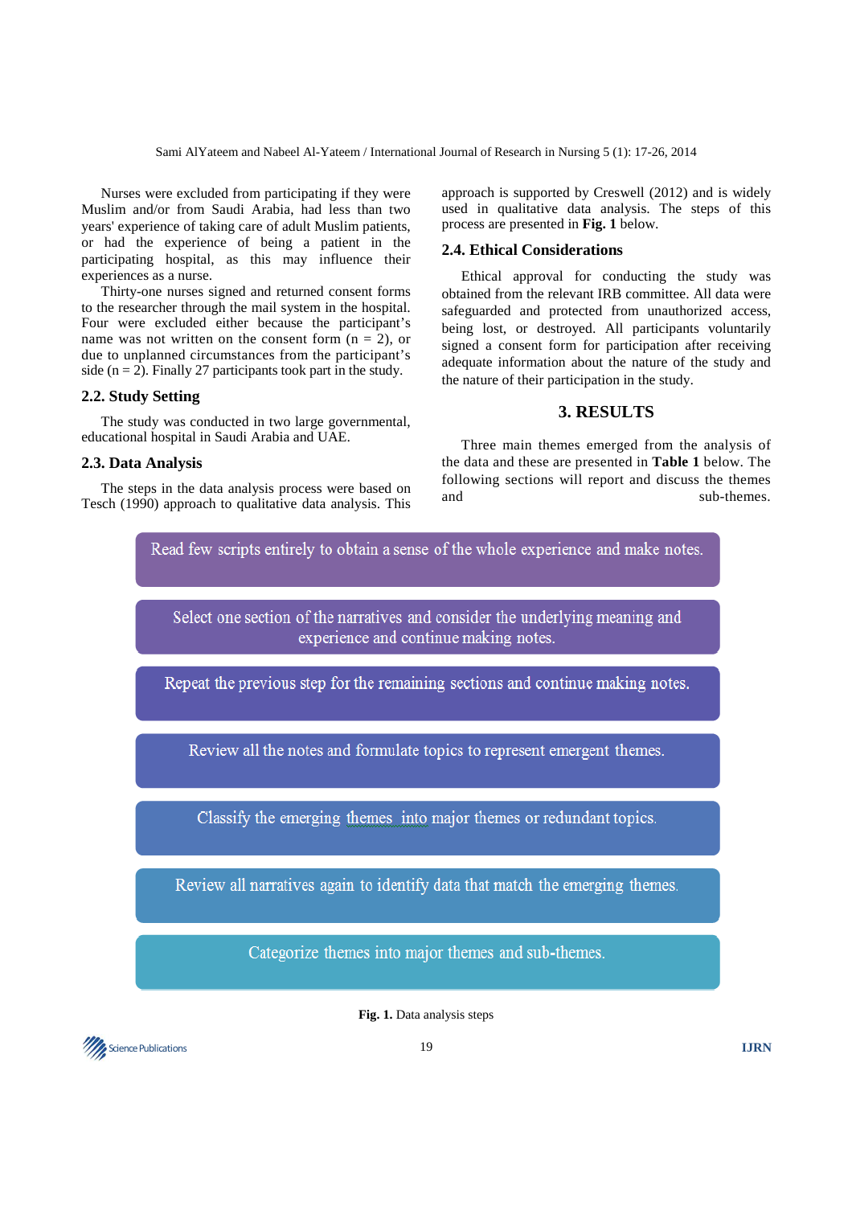Nurses were excluded from participating if they were Muslim and/or from Saudi Arabia, had less than two years' experience of taking care of adult Muslim patients, or had the experience of being a patient in the participating hospital, as this may influence their experiences as a nurse.

Thirty-one nurses signed and returned consent forms to the researcher through the mail system in the hospital. Four were excluded either because the participant's name was not written on the consent form (n = 2), or due to unplanned circumstances from the participant's side (n = 2). Finally 27 participants took part in the study.

### 2.2. Study Setting

The study was conducted in two large governmental, educational hospital in Saudi Arabia and UAE.

### 2.3. Data Analysis

The steps in the data analysis process were based on Tesch (1990) approach to qualitative data analysis. This approach is supported by Creswell (2012) and is widely used in qualitative data analysis. The steps of this process are presented in **Fig. 1** below.

### 2.4. Ethical Considerations

Ethical approval for conducting the study was obtained from the relevant IRB committee. All data were safeguarded and protected from unauthorized access, being lost, or destroyed. All participants voluntarily signed a consent form for participation after receiving adequate information about the nature of the study and the nature of their participation in the study.

## 3. RESULTS

Three main themes emerged from the analysis of the data and these are presented in **Table 1** below. The following sections will report and discuss the themes and sub-themes.

1. Read few scripts entirely to obtain a sense of the whole experience and make notes.
2. Select one section of the narratives and consider the underlying meaning and experience and continue making notes.
3. Repeat the previous step for the remaining sections and continue making notes.
4. Review all the notes and formulate topics to represent emergent themes.
5. Classify the emerging themes into major themes or redundant topics.
6. Review all narratives again to identify data that match the emerging themes.
7. Categorize themes into major themes and sub-themes.

**Fig. 1.** Data analysis steps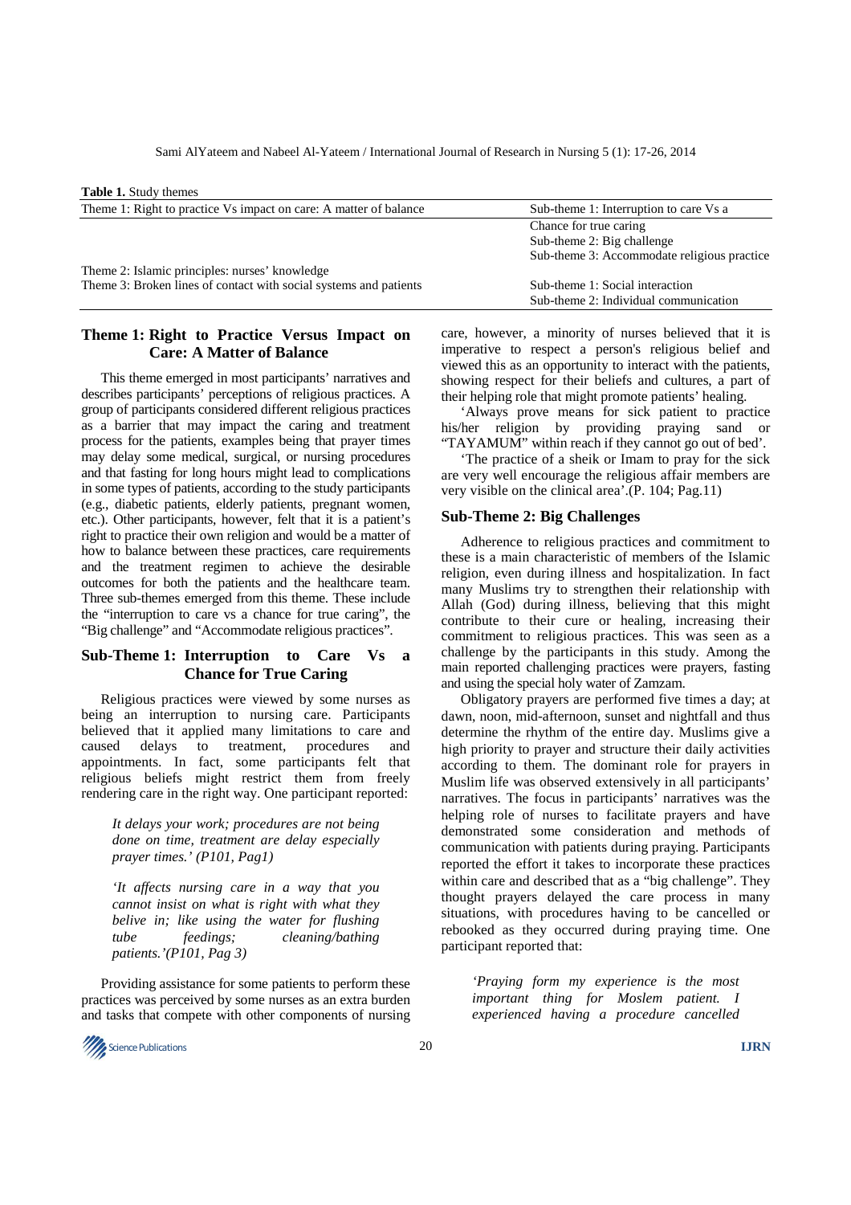**Table 1.** Study themes

| | |
|---|---|
| Theme 1: Right to practice Vs impact on care: A matter of balance | Sub-theme 1: Interruption to care Vs a Chance for true caring |
| | Sub-theme 2: Big challenge |
| | Sub-theme 3: Accommodate religious practice |
| Theme 2: Islamic principles: nurses' knowledge | |
| Theme 3: Broken lines of contact with social systems and patients | Sub-theme 1: Social interaction |
| | Sub-theme 2: Individual communication |

## Theme 1: Right to Practice Versus Impact on Care: A Matter of Balance

This theme emerged in most participants' narratives and describes participants' perceptions of religious practices. A group of participants considered different religious practices as a barrier that may impact the caring and treatment process for the patients, examples being that prayer times may delay some medical, surgical, or nursing procedures and that fasting for long hours might lead to complications in some types of patients, according to the study participants (e.g., diabetic patients, elderly patients, pregnant women, etc.). Other participants, however, felt that it is a patient's right to practice their own religion and would be a matter of how to balance between these practices, care requirements and the treatment regimen to achieve the desirable outcomes for both the patients and the healthcare team. Three sub-themes emerged from this theme. These include the "interruption to care vs a chance for true caring", the "Big challenge" and "Accommodate religious practices".

### Sub-Theme 1: Interruption to Care Vs a Chance for True Caring

Religious practices were viewed by some nurses as being an interruption to nursing care. Participants believed that it applied many limitations to care and caused delays to treatment, procedures and appointments. In fact, some participants felt that religious beliefs might restrict them from freely rendering care in the right way. One participant reported:

> *It delays your work; procedures are not being done on time, treatment are delay especially prayer times.' (P101, Pag1)*

> *'It affects nursing care in a way that you cannot insist on what is right with what they belive in; like using the water for flushing tube feedings; cleaning/bathing patients.'(P101, Pag 3)*

Providing assistance for some patients to perform these practices was perceived by some nurses as an extra burden and tasks that compete with other components of nursing care, however, a minority of nurses believed that it is imperative to respect a person's religious belief and viewed this as an opportunity to interact with the patients, showing respect for their beliefs and cultures, a part of their helping role that might promote patients' healing.

'Always prove means for sick patient to practice his/her religion by providing praying sand or "TAYAMUM" within reach if they cannot go out of bed'.

'The practice of a sheik or Imam to pray for the sick are very well encourage the religious affair members are very visible on the clinical area'.(P. 104; Pag.11)

### Sub-Theme 2: Big Challenges

Adherence to religious practices and commitment to these is a main characteristic of members of the Islamic religion, even during illness and hospitalization. In fact many Muslims try to strengthen their relationship with Allah (God) during illness, believing that this might contribute to their cure or healing, increasing their commitment to religious practices. This was seen as a challenge by the participants in this study. Among the main reported challenging practices were prayers, fasting and using the special holy water of Zamzam.

Obligatory prayers are performed five times a day; at dawn, noon, mid-afternoon, sunset and nightfall and thus determine the rhythm of the entire day. Muslims give a high priority to prayer and structure their daily activities according to them. The dominant role for prayers in Muslim life was observed extensively in all participants' narratives. The focus in participants' narratives was the helping role of nurses to facilitate prayers and have demonstrated some consideration and methods of communication with patients during praying. Participants reported the effort it takes to incorporate these practices within care and described that as a "big challenge". They thought prayers delayed the care process in many situations, with procedures having to be cancelled or rebooked as they occurred during praying time. One participant reported that:

> *'Praying form my experience is the most important thing for Moslem patient. I experienced having a procedure cancelled*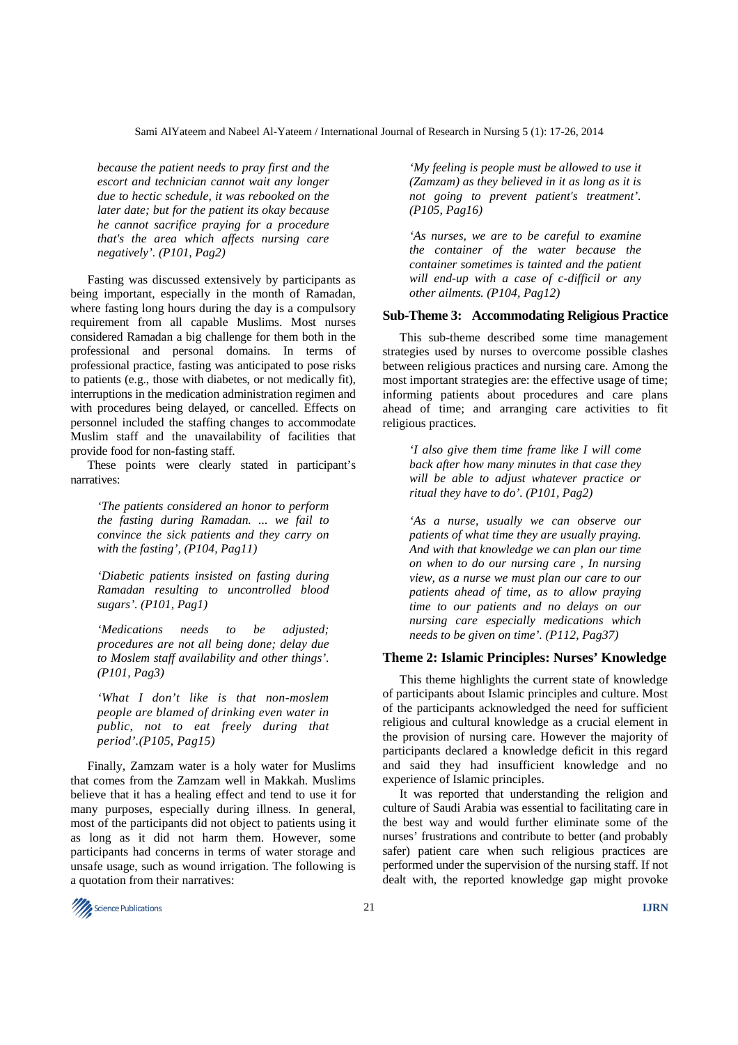*because the patient needs to pray first and the escort and technician cannot wait any longer due to hectic schedule, it was rebooked on the later date; but for the patient its okay because he cannot sacrifice praying for a procedure that's the area which affects nursing care negatively'. (P101, Pag2)*

Fasting was discussed extensively by participants as being important, especially in the month of Ramadan, where fasting long hours during the day is a compulsory requirement from all capable Muslims. Most nurses considered Ramadan a big challenge for them both in the professional and personal domains. In terms of professional practice, fasting was anticipated to pose risks to patients (e.g., those with diabetes, or not medically fit), interruptions in the medication administration regimen and with procedures being delayed, or cancelled. Effects on personnel included the staffing changes to accommodate Muslim staff and the unavailability of facilities that provide food for non-fasting staff.

These points were clearly stated in participant's narratives:

*'The patients considered an honor to perform the fasting during Ramadan. ... we fail to convince the sick patients and they carry on with the fasting', (P104, Pag11)*

*'Diabetic patients insisted on fasting during Ramadan resulting to uncontrolled blood sugars'. (P101, Pag1)*

*'Medications needs to be adjusted; procedures are not all being done; delay due to Moslem staff availability and other things'. (P101, Pag3)*

*'What I don't like is that non-moslem people are blamed of drinking even water in public, not to eat freely during that period'.(P105, Pag15)*

Finally, Zamzam water is a holy water for Muslims that comes from the Zamzam well in Makkah. Muslims believe that it has a healing effect and tend to use it for many purposes, especially during illness. In general, most of the participants did not object to patients using it as long as it did not harm them. However, some participants had concerns in terms of water storage and unsafe usage, such as wound irrigation. The following is a quotation from their narratives:

*'My feeling is people must be allowed to use it (Zamzam) as they believed in it as long as it is not going to prevent patient's treatment'. (P105, Pag16)*

*'As nurses, we are to be careful to examine the container of the water because the container sometimes is tainted and the patient will end-up with a case of c-difficil or any other ailments. (P104, Pag12)*

### Sub-Theme 3: Accommodating Religious Practice

This sub-theme described some time management strategies used by nurses to overcome possible clashes between religious practices and nursing care. Among the most important strategies are: the effective usage of time; informing patients about procedures and care plans ahead of time; and arranging care activities to fit religious practices.

*'I also give them time frame like I will come back after how many minutes in that case they will be able to adjust whatever practice or ritual they have to do'. (P101, Pag2)*

*'As a nurse, usually we can observe our patients of what time they are usually praying. And with that knowledge we can plan our time on when to do our nursing care , In nursing view, as a nurse we must plan our care to our patients ahead of time, as to allow praying time to our patients and no delays on our nursing care especially medications which needs to be given on time'. (P112, Pag37)*

## Theme 2: Islamic Principles: Nurses' Knowledge

This theme highlights the current state of knowledge of participants about Islamic principles and culture. Most of the participants acknowledged the need for sufficient religious and cultural knowledge as a crucial element in the provision of nursing care. However the majority of participants declared a knowledge deficit in this regard and said they had insufficient knowledge and no experience of Islamic principles.

It was reported that understanding the religion and culture of Saudi Arabia was essential to facilitating care in the best way and would further eliminate some of the nurses' frustrations and contribute to better (and probably safer) patient care when such religious practices are performed under the supervision of the nursing staff. If not dealt with, the reported knowledge gap might provoke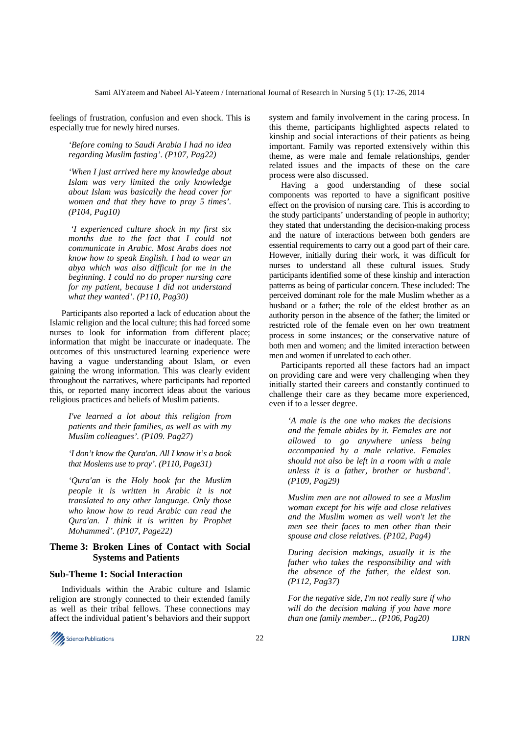feelings of frustration, confusion and even shock. This is especially true for newly hired nurses.

> *'Before coming to Saudi Arabia I had no idea regarding Muslim fasting'. (P107, Pag22)*

> *'When I just arrived here my knowledge about Islam was very limited the only knowledge about Islam was basically the head cover for women and that they have to pray 5 times'. (P104, Pag10)*

> *'I experienced culture shock in my first six months due to the fact that I could not communicate in Arabic. Most Arabs does not know how to speak English. I had to wear an abya which was also difficult for me in the beginning. I could no do proper nursing care for my patient, because I did not understand what they wanted'. (P110, Pag30)*

Participants also reported a lack of education about the Islamic religion and the local culture; this had forced some nurses to look for information from different place; information that might be inaccurate or inadequate. The outcomes of this unstructured learning experience were having a vague understanding about Islam, or even gaining the wrong information. This was clearly evident throughout the narratives, where participants had reported this, or reported many incorrect ideas about the various religious practices and beliefs of Muslim patients.

> *I've learned a lot about this religion from patients and their families, as well as with my Muslim colleagues'. (P109. Pag27)*

> *'I don't know the Qura'an. All I know it's a book that Moslems use to pray'. (P110, Page31)*

> *'Qura'an is the Holy book for the Muslim people it is written in Arabic it is not translated to any other language. Only those who know how to read Arabic can read the Qura'an. I think it is written by Prophet Mohammed'. (P107, Page22)*

## Theme 3: Broken Lines of Contact with Social Systems and Patients

### Sub-Theme 1: Social Interaction

Individuals within the Arabic culture and Islamic religion are strongly connected to their extended family as well as their tribal fellows. These connections may affect the individual patient's behaviors and their support system and family involvement in the caring process. In this theme, participants highlighted aspects related to kinship and social interactions of their patients as being important. Family was reported extensively within this theme, as were male and female relationships, gender related issues and the impacts of these on the care process were also discussed.

Having a good understanding of these social components was reported to have a significant positive effect on the provision of nursing care. This is according to the study participants' understanding of people in authority; they stated that understanding the decision-making process and the nature of interactions between both genders are essential requirements to carry out a good part of their care. However, initially during their work, it was difficult for nurses to understand all these cultural issues. Study participants identified some of these kinship and interaction patterns as being of particular concern. These included: The perceived dominant role for the male Muslim whether as a husband or a father; the role of the eldest brother as an authority person in the absence of the father; the limited or restricted role of the female even on her own treatment process in some instances; or the conservative nature of both men and women; and the limited interaction between men and women if unrelated to each other.

Participants reported all these factors had an impact on providing care and were very challenging when they initially started their careers and constantly continued to challenge their care as they became more experienced, even if to a lesser degree.

> *'A male is the one who makes the decisions and the female abides by it. Females are not allowed to go anywhere unless being accompanied by a male relative. Females should not also be left in a room with a male unless it is a father, brother or husband'. (P109, Pag29)*

> *Muslim men are not allowed to see a Muslim woman except for his wife and close relatives and the Muslim women as well won't let the men see their faces to men other than their spouse and close relatives. (P102, Pag4)*

> *During decision makings, usually it is the father who takes the responsibility and with the absence of the father, the eldest son. (P112, Pag37)*

> *For the negative side, I'm not really sure if who will do the decision making if you have more than one family member... (P106, Pag20)*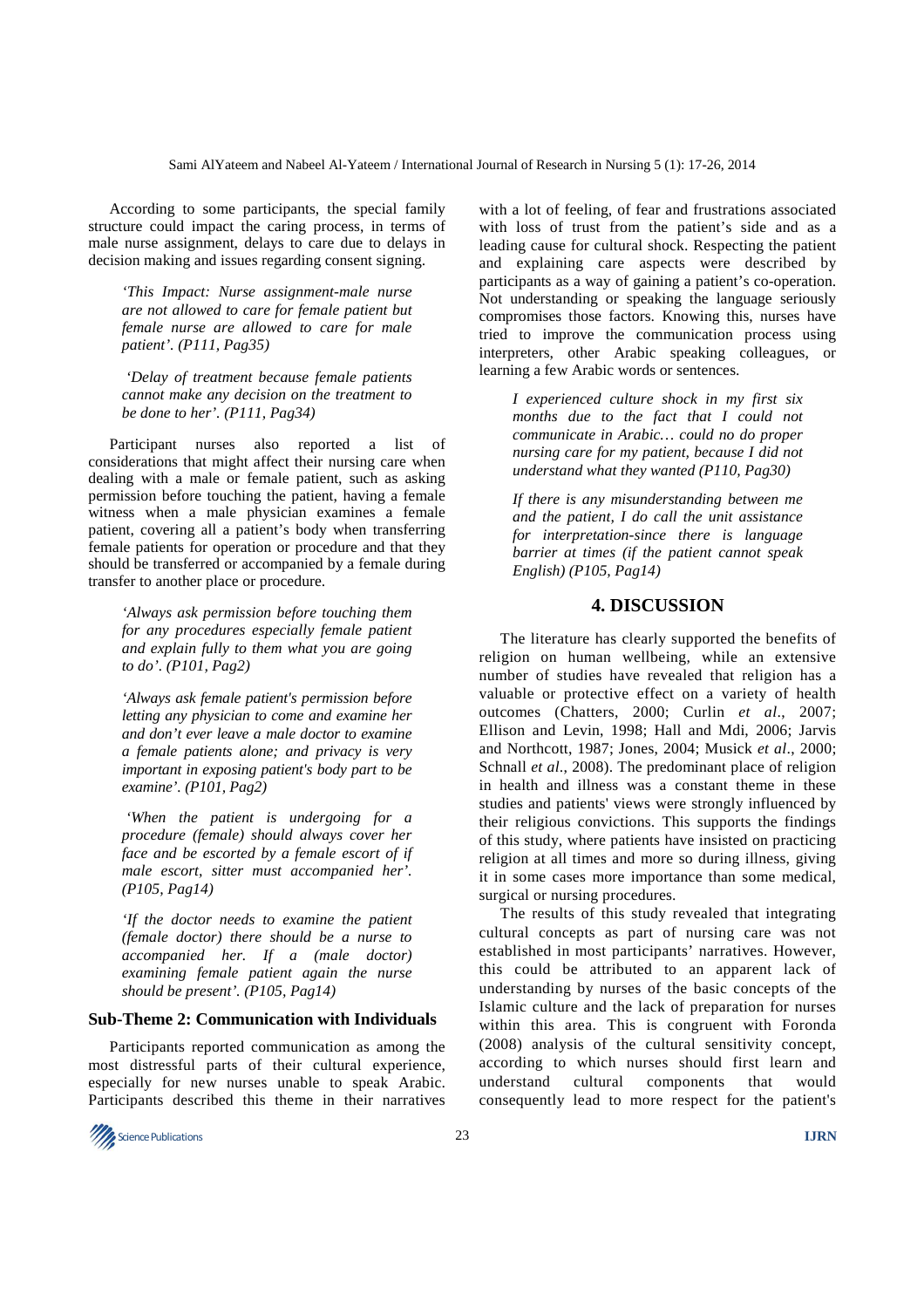According to some participants, the special family structure could impact the caring process, in terms of male nurse assignment, delays to care due to delays in decision making and issues regarding consent signing.

> *'This Impact: Nurse assignment-male nurse are not allowed to care for female patient but female nurse are allowed to care for male patient'. (P111, Pag35)*

> *'Delay of treatment because female patients cannot make any decision on the treatment to be done to her'. (P111, Pag34)*

Participant nurses also reported a list of considerations that might affect their nursing care when dealing with a male or female patient, such as asking permission before touching the patient, having a female witness when a male physician examines a female patient, covering all a patient's body when transferring female patients for operation or procedure and that they should be transferred or accompanied by a female during transfer to another place or procedure.

> *'Always ask permission before touching them for any procedures especially female patient and explain fully to them what you are going to do'. (P101, Pag2)*

> *'Always ask female patient's permission before letting any physician to come and examine her and don't ever leave a male doctor to examine a female patients alone; and privacy is very important in exposing patient's body part to be examine'. (P101, Pag2)*

> *'When the patient is undergoing for a procedure (female) should always cover her face and be escorted by a female escort of if male escort, sitter must accompanied her'. (P105, Pag14)*

> *'If the doctor needs to examine the patient (female doctor) there should be a nurse to accompanied her. If a (male doctor) examining female patient again the nurse should be present'. (P105, Pag14)*

### Sub-Theme 2: Communication with Individuals

Participants reported communication as among the most distressful parts of their cultural experience, especially for new nurses unable to speak Arabic. Participants described this theme in their narratives with a lot of feeling, of fear and frustrations associated with loss of trust from the patient's side and as a leading cause for cultural shock. Respecting the patient and explaining care aspects were described by participants as a way of gaining a patient's co-operation. Not understanding or speaking the language seriously compromises those factors. Knowing this, nurses have tried to improve the communication process using interpreters, other Arabic speaking colleagues, or learning a few Arabic words or sentences.

> *I experienced culture shock in my first six months due to the fact that I could not communicate in Arabic… could no do proper nursing care for my patient, because I did not understand what they wanted (P110, Pag30)*

> *If there is any misunderstanding between me and the patient, I do call the unit assistance for interpretation-since there is language barrier at times (if the patient cannot speak English) (P105, Pag14)*

## 4. DISCUSSION

The literature has clearly supported the benefits of religion on human wellbeing, while an extensive number of studies have revealed that religion has a valuable or protective effect on a variety of health outcomes (Chatters, 2000; Curlin *et al*., 2007; Ellison and Levin, 1998; Hall and Mdi, 2006; Jarvis and Northcott, 1987; Jones, 2004; Musick *et al*., 2000; Schnall *et al*., 2008). The predominant place of religion in health and illness was a constant theme in these studies and patients' views were strongly influenced by their religious convictions. This supports the findings of this study, where patients have insisted on practicing religion at all times and more so during illness, giving it in some cases more importance than some medical, surgical or nursing procedures.

The results of this study revealed that integrating cultural concepts as part of nursing care was not established in most participants' narratives. However, this could be attributed to an apparent lack of understanding by nurses of the basic concepts of the Islamic culture and the lack of preparation for nurses within this area. This is congruent with Foronda (2008) analysis of the cultural sensitivity concept, according to which nurses should first learn and understand cultural components that would consequently lead to more respect for the patient's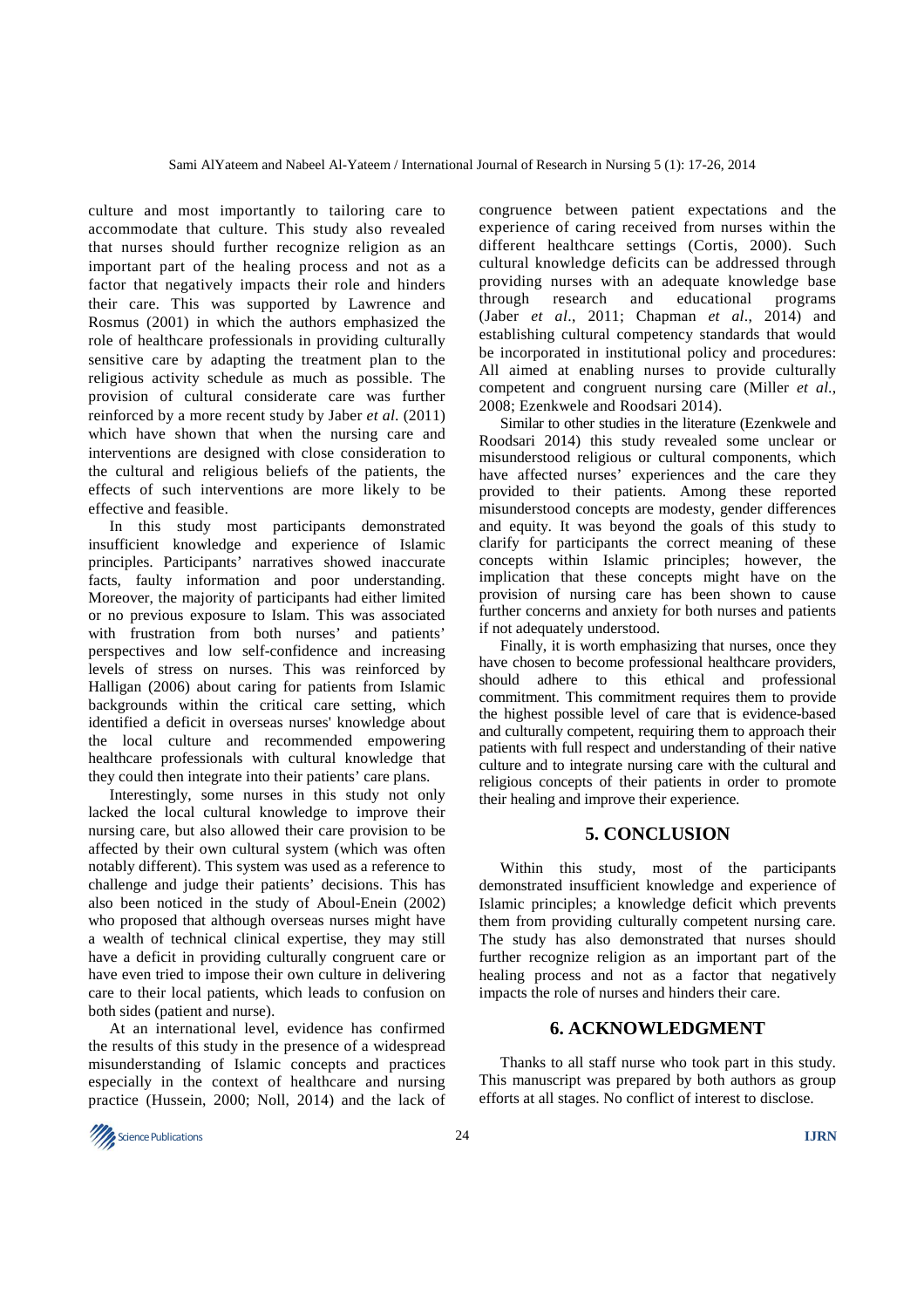culture and most importantly to tailoring care to accommodate that culture. This study also revealed that nurses should further recognize religion as an important part of the healing process and not as a factor that negatively impacts their role and hinders their care. This was supported by Lawrence and Rosmus (2001) in which the authors emphasized the role of healthcare professionals in providing culturally sensitive care by adapting the treatment plan to the religious activity schedule as much as possible. The provision of cultural considerate care was further reinforced by a more recent study by Jaber *et al*. (2011) which have shown that when the nursing care and interventions are designed with close consideration to the cultural and religious beliefs of the patients, the effects of such interventions are more likely to be effective and feasible.

In this study most participants demonstrated insufficient knowledge and experience of Islamic principles. Participants' narratives showed inaccurate facts, faulty information and poor understanding. Moreover, the majority of participants had either limited or no previous exposure to Islam. This was associated with frustration from both nurses' and patients' perspectives and low self-confidence and increasing levels of stress on nurses. This was reinforced by Halligan (2006) about caring for patients from Islamic backgrounds within the critical care setting, which identified a deficit in overseas nurses' knowledge about the local culture and recommended empowering healthcare professionals with cultural knowledge that they could then integrate into their patients' care plans.

Interestingly, some nurses in this study not only lacked the local cultural knowledge to improve their nursing care, but also allowed their care provision to be affected by their own cultural system (which was often notably different). This system was used as a reference to challenge and judge their patients' decisions. This has also been noticed in the study of Aboul-Enein (2002) who proposed that although overseas nurses might have a wealth of technical clinical expertise, they may still have a deficit in providing culturally congruent care or have even tried to impose their own culture in delivering care to their local patients, which leads to confusion on both sides (patient and nurse).

At an international level, evidence has confirmed the results of this study in the presence of a widespread misunderstanding of Islamic concepts and practices especially in the context of healthcare and nursing practice (Hussein, 2000; Noll, 2014) and the lack of congruence between patient expectations and the experience of caring received from nurses within the different healthcare settings (Cortis, 2000). Such cultural knowledge deficits can be addressed through providing nurses with an adequate knowledge base through research and educational programs (Jaber *et al*., 2011; Chapman *et al*., 2014) and establishing cultural competency standards that would be incorporated in institutional policy and procedures: All aimed at enabling nurses to provide culturally competent and congruent nursing care (Miller *et al*., 2008; Ezenkwele and Roodsari 2014).

Similar to other studies in the literature (Ezenkwele and Roodsari 2014) this study revealed some unclear or misunderstood religious or cultural components, which have affected nurses' experiences and the care they provided to their patients. Among these reported misunderstood concepts are modesty, gender differences and equity. It was beyond the goals of this study to clarify for participants the correct meaning of these concepts within Islamic principles; however, the implication that these concepts might have on the provision of nursing care has been shown to cause further concerns and anxiety for both nurses and patients if not adequately understood.

Finally, it is worth emphasizing that nurses, once they have chosen to become professional healthcare providers, should adhere to this ethical and professional commitment. This commitment requires them to provide the highest possible level of care that is evidence-based and culturally competent, requiring them to approach their patients with full respect and understanding of their native culture and to integrate nursing care with the cultural and religious concepts of their patients in order to promote their healing and improve their experience.

## 5. CONCLUSION

Within this study, most of the participants demonstrated insufficient knowledge and experience of Islamic principles; a knowledge deficit which prevents them from providing culturally competent nursing care. The study has also demonstrated that nurses should further recognize religion as an important part of the healing process and not as a factor that negatively impacts the role of nurses and hinders their care.

## 6. ACKNOWLEDGMENT

Thanks to all staff nurse who took part in this study. This manuscript was prepared by both authors as group efforts at all stages. No conflict of interest to disclose.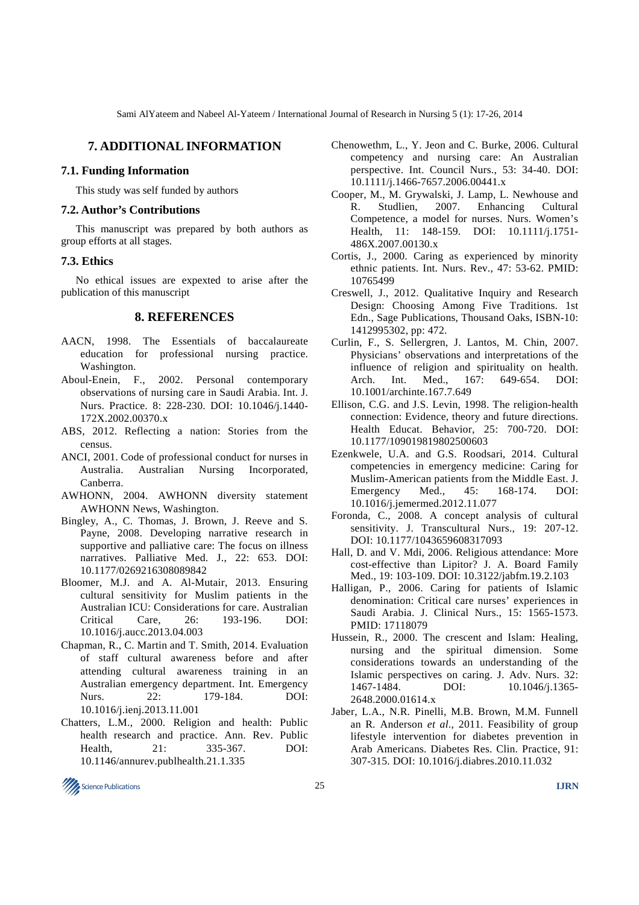## 7. ADDITIONAL INFORMATION

### 7.1. Funding Information

This study was self funded by authors

### 7.2. Author's Contributions

This manuscript was prepared by both authors as group efforts at all stages.

### 7.3. Ethics

No ethical issues are expexted to arise after the publication of this manuscript

## 8. REFERENCES

AACN, 1998. The Essentials of baccalaureate education for professional nursing practice. Washington.

Aboul-Enein, F., 2002. Personal contemporary observations of nursing care in Saudi Arabia. Int. J. Nurs. Practice. 8: 228-230. DOI: 10.1046/j.1440-172X.2002.00370.x

ABS, 2012. Reflecting a nation: Stories from the census.

ANCI, 2001. Code of professional conduct for nurses in Australia. Australian Nursing Incorporated, Canberra.

AWHONN, 2004. AWHONN diversity statement AWHONN News, Washington.

Bingley, A., C. Thomas, J. Brown, J. Reeve and S. Payne, 2008. Developing narrative research in supportive and palliative care: The focus on illness narratives. Palliative Med. J., 22: 653. DOI: 10.1177/0269216308089842

Bloomer, M.J. and A. Al-Mutair, 2013. Ensuring cultural sensitivity for Muslim patients in the Australian ICU: Considerations for care. Australian Critical Care, 26: 193-196. DOI: 10.1016/j.aucc.2013.04.003

Chapman, R., C. Martin and T. Smith, 2014. Evaluation of staff cultural awareness before and after attending cultural awareness training in an Australian emergency department. Int. Emergency Nurs. 22: 179-184. DOI: 10.1016/j.ienj.2013.11.001

Chatters, L.M., 2000. Religion and health: Public health research and practice. Ann. Rev. Public Health, 21: 335-367. DOI: 10.1146/annurev.publhealth.21.1.335

Chenowethm, L., Y. Jeon and C. Burke, 2006. Cultural competency and nursing care: An Australian perspective. Int. Council Nurs., 53: 34-40. DOI: 10.1111/j.1466-7657.2006.00441.x

Cooper, M., M. Grywalski, J. Lamp, L. Newhouse and R. Studlien, 2007. Enhancing Cultural Competence, a model for nurses. Nurs. Women's Health, 11: 148-159. DOI: 10.1111/j.1751-486X.2007.00130.x

Cortis, J., 2000. Caring as experienced by minority ethnic patients. Int. Nurs. Rev., 47: 53-62. PMID: 10765499

Creswell, J., 2012. Qualitative Inquiry and Research Design: Choosing Among Five Traditions. 1st Edn., Sage Publications, Thousand Oaks, ISBN-10: 1412995302, pp: 472.

Curlin, F., S. Sellergren, J. Lantos, M. Chin, 2007. Physicians' observations and interpretations of the influence of religion and spirituality on health. Arch. Int. Med., 167: 649-654. DOI: 10.1001/archinte.167.7.649

Ellison, C.G. and J.S. Levin, 1998. The religion-health connection: Evidence, theory and future directions. Health Educat. Behavior, 25: 700-720. DOI: 10.1177/109019819802500603

Ezenkwele, U.A. and G.S. Roodsari, 2014. Cultural competencies in emergency medicine: Caring for Muslim-American patients from the Middle East. J. Emergency Med., 45: 168-174. DOI: 10.1016/j.jemermed.2012.11.077

Foronda, C., 2008. A concept analysis of cultural sensitivity. J. Transcultural Nurs., 19: 207-12. DOI: 10.1177/1043659608317093

Hall, D. and V. Mdi, 2006. Religious attendance: More cost-effective than Lipitor? J. A. Board Family Med., 19: 103-109. DOI: 10.3122/jabfm.19.2.103

Halligan, P., 2006. Caring for patients of Islamic denomination: Critical care nurses' experiences in Saudi Arabia. J. Clinical Nurs., 15: 1565-1573. PMID: 17118079

Hussein, R., 2000. The crescent and Islam: Healing, nursing and the spiritual dimension. Some considerations towards an understanding of the Islamic perspectives on caring. J. Adv. Nurs. 32: 1467-1484. DOI: 10.1046/j.1365-2648.2000.01614.x

Jaber, L.A., N.R. Pinelli, M.B. Brown, M.M. Funnell an R. Anderson *et al*., 2011. Feasibility of group lifestyle intervention for diabetes prevention in Arab Americans. Diabetes Res. Clin. Practice, 91: 307-315. DOI: 10.1016/j.diabres.2010.11.032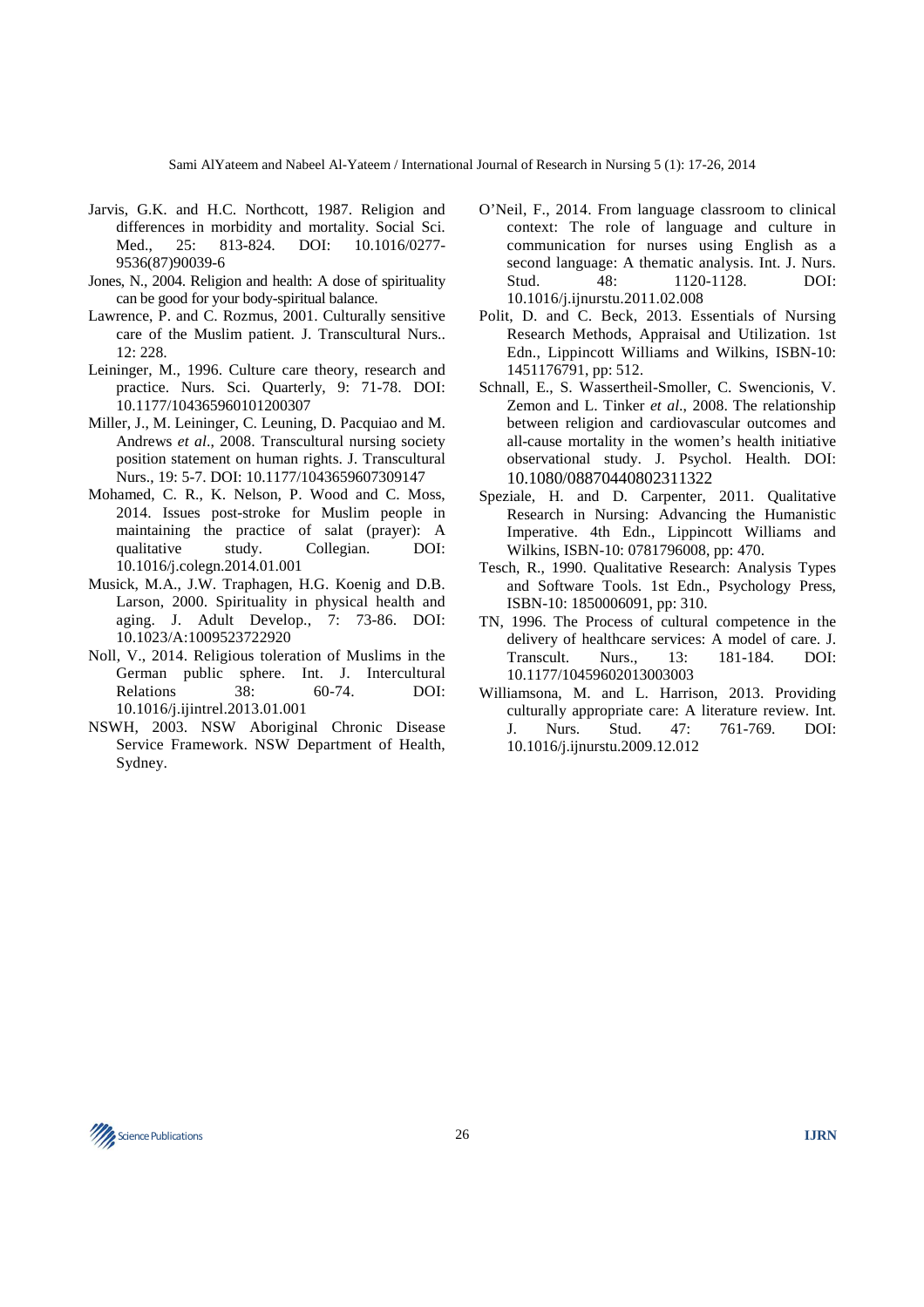Jarvis, G.K. and H.C. Northcott, 1987. Religion and differences in morbidity and mortality. Social Sci. Med., 25: 813-824. DOI: 10.1016/0277-9536(87)90039-6

Jones, N., 2004. Religion and health: A dose of spirituality can be good for your body-spiritual balance.

Lawrence, P. and C. Rozmus, 2001. Culturally sensitive care of the Muslim patient. J. Transcultural Nurs.. 12: 228.

Leininger, M., 1996. Culture care theory, research and practice. Nurs. Sci. Quarterly, 9: 71-78. DOI: 10.1177/104365960101200307

Miller, J., M. Leininger, C. Leuning, D. Pacquiao and M. Andrews *et al*., 2008. Transcultural nursing society position statement on human rights. J. Transcultural Nurs., 19: 5-7. DOI: 10.1177/1043659607309147

Mohamed, C. R., K. Nelson, P. Wood and C. Moss, 2014. Issues post-stroke for Muslim people in maintaining the practice of salat (prayer): A qualitative study. Collegian. DOI: 10.1016/j.colegn.2014.01.001

Musick, M.A., J.W. Traphagen, H.G. Koenig and D.B. Larson, 2000. Spirituality in physical health and aging. J. Adult Develop., 7: 73-86. DOI: 10.1023/A:1009523722920

Noll, V., 2014. Religious toleration of Muslims in the German public sphere. Int. J. Intercultural Relations 38: 60-74. DOI: 10.1016/j.ijintrel.2013.01.001

NSWH, 2003. NSW Aboriginal Chronic Disease Service Framework. NSW Department of Health, Sydney.

O'Neil, F., 2014. From language classroom to clinical context: The role of language and culture in communication for nurses using English as a second language: A thematic analysis. Int. J. Nurs. Stud. 48: 1120-1128. DOI: 10.1016/j.ijnurstu.2011.02.008

Polit, D. and C. Beck, 2013. Essentials of Nursing Research Methods, Appraisal and Utilization. 1st Edn., Lippincott Williams and Wilkins, ISBN-10: 1451176791, pp: 512.

Schnall, E., S. Wassertheil-Smoller, C. Swencionis, V. Zemon and L. Tinker *et al*., 2008. The relationship between religion and cardiovascular outcomes and all-cause mortality in the women's health initiative observational study. J. Psychol. Health. DOI: 10.1080/08870440802311322

Speziale, H. and D. Carpenter, 2011. Qualitative Research in Nursing: Advancing the Humanistic Imperative. 4th Edn., Lippincott Williams and Wilkins, ISBN-10: 0781796008, pp: 470.

Tesch, R., 1990. Qualitative Research: Analysis Types and Software Tools. 1st Edn., Psychology Press, ISBN-10: 1850006091, pp: 310.

TN, 1996. The Process of cultural competence in the delivery of healthcare services: A model of care. J. Transcult. Nurs., 13: 181-184. DOI: 10.1177/10459602013003003

Williamsona, M. and L. Harrison, 2013. Providing culturally appropriate care: A literature review. Int. J. Nurs. Stud. 47: 761-769. DOI: 10.1016/j.ijnurstu.2009.12.012